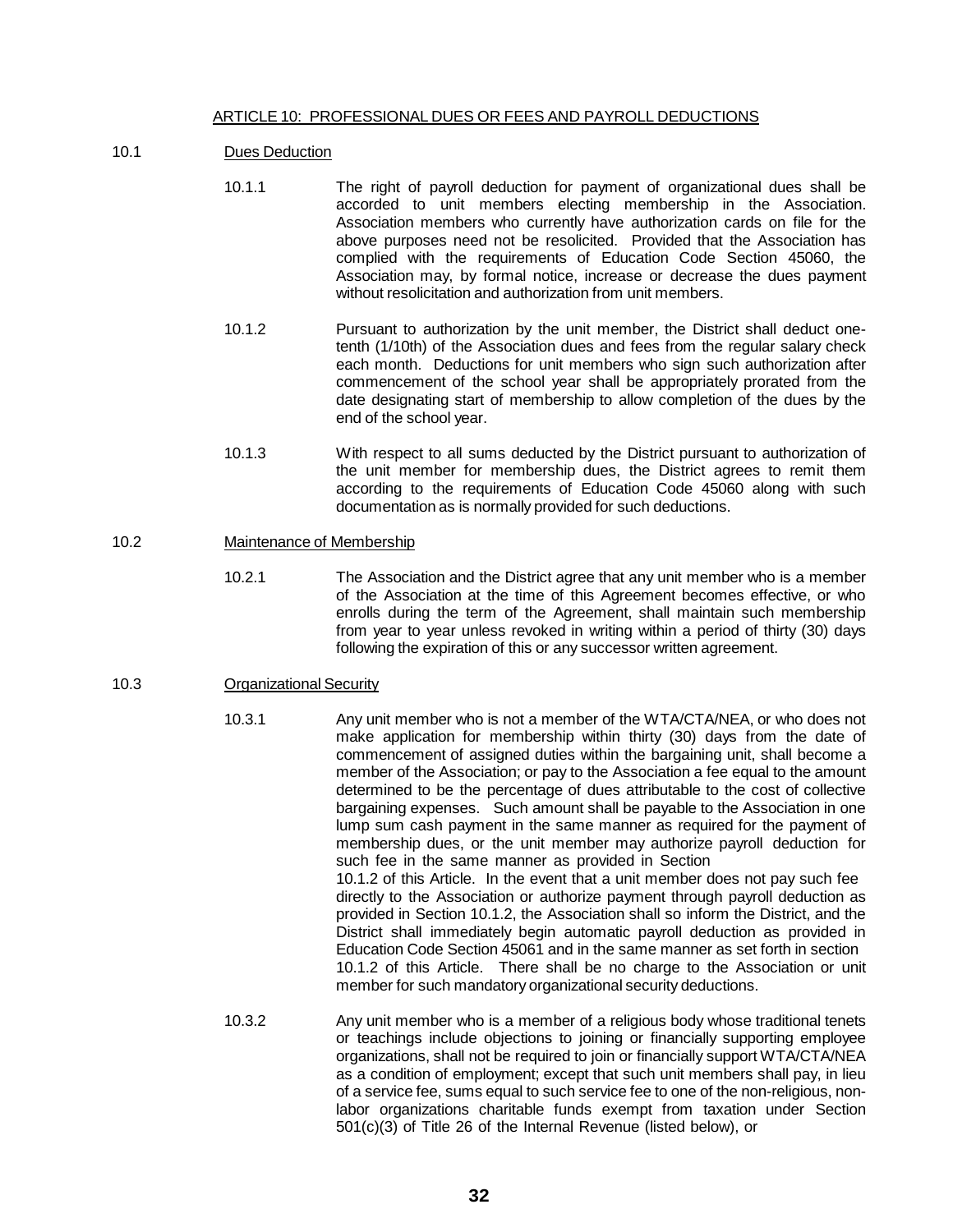## ARTICLE 10: PROFESSIONAL DUES OR FEES AND PAYROLL DEDUCTIONS

10.1 Dues Deduction

10.1.1 The right of payroll deduction for payment of organizational dues shall be accorded to unit members electing membership in the Association. Association members who currently have authorization cards on file for the above purposes need not be resolicited. Provided that the Association has complied with the requirements of Education Code Section 45060, the Association may, by formal notice, increase or decrease the dues payment without resolicitation and authorization from unit members.

10.1.2 Pursuant to authorization by the unit member, the District shall deduct one-tenth (1/10th) of the Association dues and fees from the regular salary check each month. Deductions for unit members who sign such authorization after commencement of the school year shall be appropriately prorated from the date designating start of membership to allow completion of the dues by the end of the school year.

10.1.3 With respect to all sums deducted by the District pursuant to authorization of the unit member for membership dues, the District agrees to remit them according to the requirements of Education Code 45060 along with such documentation as is normally provided for such deductions.

10.2 Maintenance of Membership

10.2.1 The Association and the District agree that any unit member who is a member of the Association at the time of this Agreement becomes effective, or who enrolls during the term of the Agreement, shall maintain such membership from year to year unless revoked in writing within a period of thirty (30) days following the expiration of this or any successor written agreement.

10.3 Organizational Security

10.3.1 Any unit member who is not a member of the WTA/CTA/NEA, or who does not make application for membership within thirty (30) days from the date of commencement of assigned duties within the bargaining unit, shall become a member of the Association; or pay to the Association a fee equal to the amount determined to be the percentage of dues attributable to the cost of collective bargaining expenses. Such amount shall be payable to the Association in one lump sum cash payment in the same manner as required for the payment of membership dues, or the unit member may authorize payroll deduction for such fee in the same manner as provided in Section 10.1.2 of this Article. In the event that a unit member does not pay such fee directly to the Association or authorize payment through payroll deduction as provided in Section 10.1.2, the Association shall so inform the District, and the District shall immediately begin automatic payroll deduction as provided in Education Code Section 45061 and in the same manner as set forth in section 10.1.2 of this Article. There shall be no charge to the Association or unit member for such mandatory organizational security deductions.

10.3.2 Any unit member who is a member of a religious body whose traditional tenets or teachings include objections to joining or financially supporting employee organizations, shall not be required to join or financially support WTA/CTA/NEA as a condition of employment; except that such unit members shall pay, in lieu of a service fee, sums equal to such service fee to one of the non-religious, non-labor organizations charitable funds exempt from taxation under Section 501(c)(3) of Title 26 of the Internal Revenue (listed below), or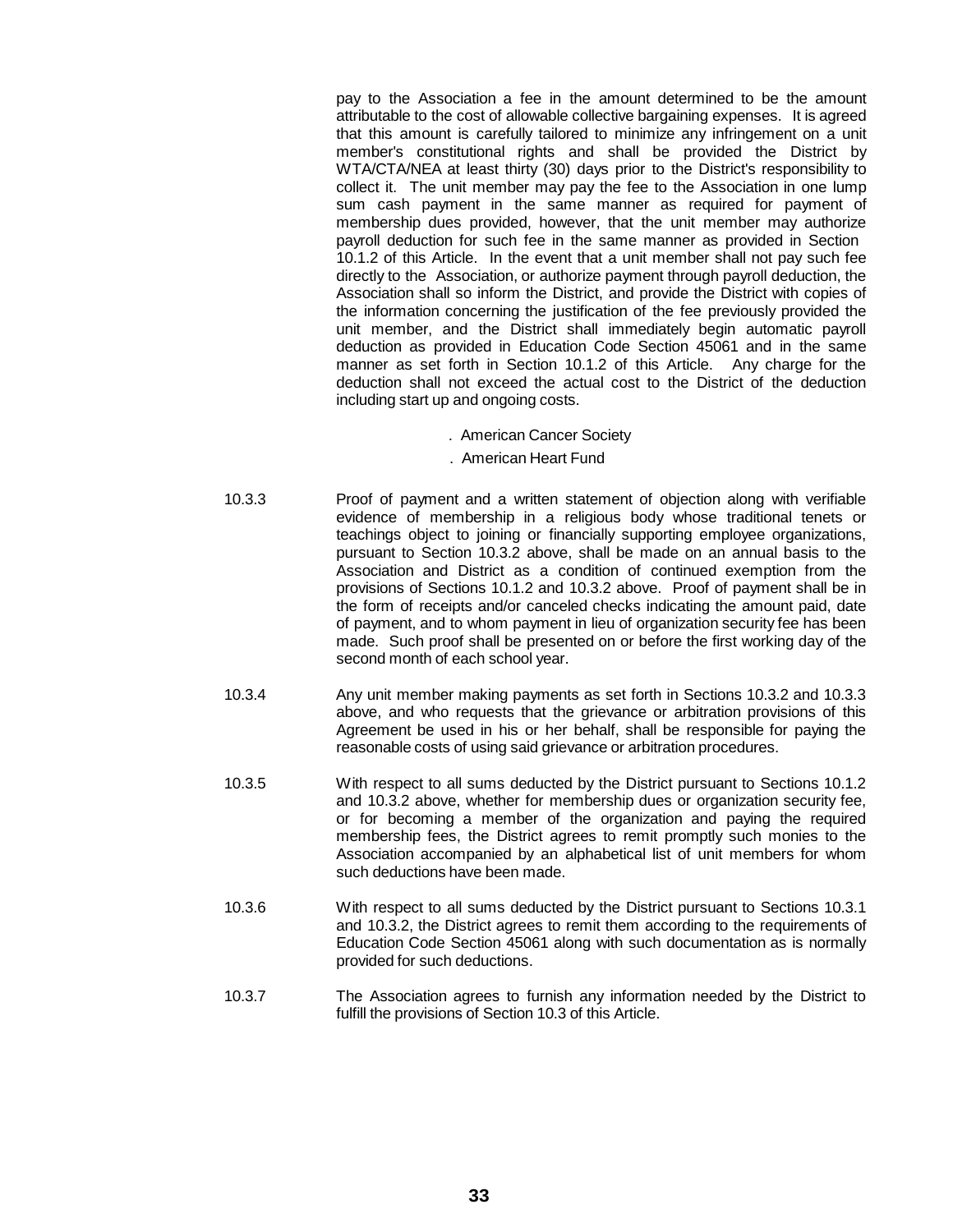pay to the Association a fee in the amount determined to be the amount attributable to the cost of allowable collective bargaining expenses. It is agreed that this amount is carefully tailored to minimize any infringement on a unit member's constitutional rights and shall be provided the District by WTA/CTA/NEA at least thirty (30) days prior to the District's responsibility to collect it. The unit member may pay the fee to the Association in one lump sum cash payment in the same manner as required for payment of membership dues provided, however, that the unit member may authorize payroll deduction for such fee in the same manner as provided in Section 10.1.2 of this Article. In the event that a unit member shall not pay such fee directly to the Association, or authorize payment through payroll deduction, the Association shall so inform the District, and provide the District with copies of the information concerning the justification of the fee previously provided the unit member, and the District shall immediately begin automatic payroll deduction as provided in Education Code Section 45061 and in the same manner as set forth in Section 10.1.2 of this Article. Any charge for the deduction shall not exceed the actual cost to the District of the deduction including start up and ongoing costs.

. American Cancer Society

. American Heart Fund

10.3.3 Proof of payment and a written statement of objection along with verifiable evidence of membership in a religious body whose traditional tenets or teachings object to joining or financially supporting employee organizations, pursuant to Section 10.3.2 above, shall be made on an annual basis to the Association and District as a condition of continued exemption from the provisions of Sections 10.1.2 and 10.3.2 above. Proof of payment shall be in the form of receipts and/or canceled checks indicating the amount paid, date of payment, and to whom payment in lieu of organization security fee has been made. Such proof shall be presented on or before the first working day of the second month of each school year.

10.3.4 Any unit member making payments as set forth in Sections 10.3.2 and 10.3.3 above, and who requests that the grievance or arbitration provisions of this Agreement be used in his or her behalf, shall be responsible for paying the reasonable costs of using said grievance or arbitration procedures.

10.3.5 With respect to all sums deducted by the District pursuant to Sections 10.1.2 and 10.3.2 above, whether for membership dues or organization security fee, or for becoming a member of the organization and paying the required membership fees, the District agrees to remit promptly such monies to the Association accompanied by an alphabetical list of unit members for whom such deductions have been made.

10.3.6 With respect to all sums deducted by the District pursuant to Sections 10.3.1 and 10.3.2, the District agrees to remit them according to the requirements of Education Code Section 45061 along with such documentation as is normally provided for such deductions.

10.3.7 The Association agrees to furnish any information needed by the District to fulfill the provisions of Section 10.3 of this Article.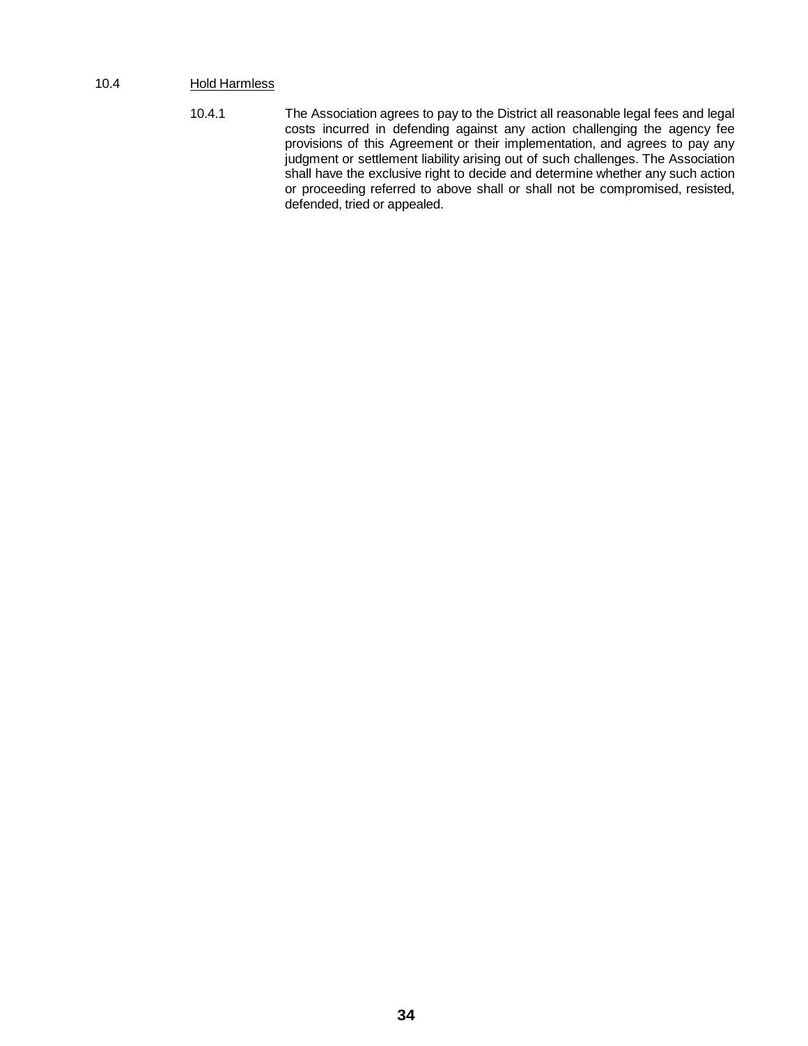10.4 Hold Harmless

10.4.1 The Association agrees to pay to the District all reasonable legal fees and legal costs incurred in defending against any action challenging the agency fee provisions of this Agreement or their implementation, and agrees to pay any judgment or settlement liability arising out of such challenges. The Association shall have the exclusive right to decide and determine whether any such action or proceeding referred to above shall or shall not be compromised, resisted, defended, tried or appealed.